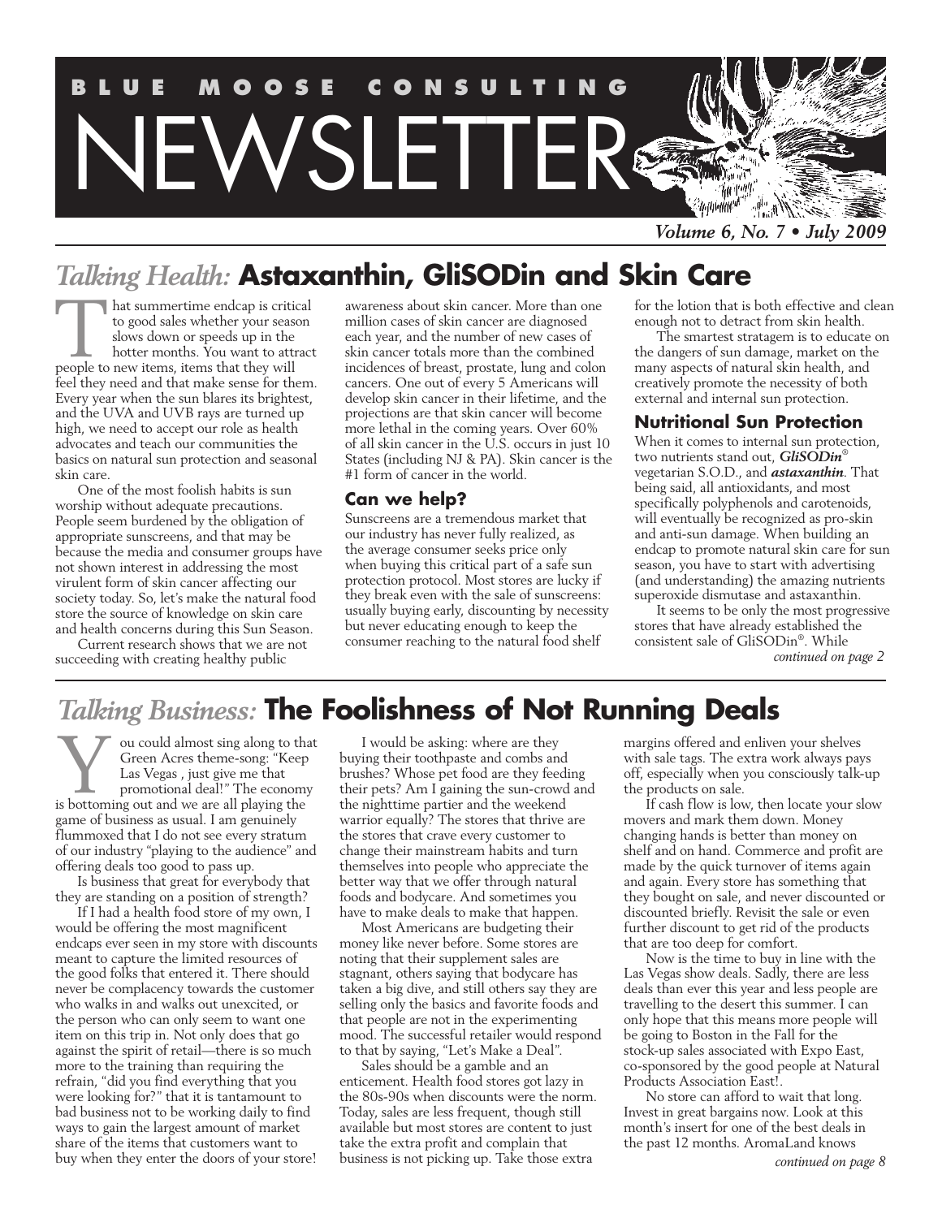# BLUE MOOSE CONSULTING NEWSLETTER

*Volume 6, No. 7 • July 2009*

## *Talking Health:* Astaxanthin, GliSODin and Skin Care

That summertime endcap is critical to good sales whether your season slows down or speeds up in the hotter months. You want to attract people to new items, items that they will feel they need and that make sense for them. Every year when the sun blares its brightest, and the UVA and UVB rays are turned up high, we need to accept our role as health advocates and teach our communities the basics on natural sun protection and seasonal skin care.

One of the most foolish habits is sun worship without adequate precautions. People seem burdened by the obligation of appropriate sunscreens, and that may be because the media and consumer groups have not shown interest in addressing the most virulent form of skin cancer affecting our society today. So, let's make the natural food store the source of knowledge on skin care and health concerns during this Sun Season.

Current research shows that we are not succeeding with creating healthy public awareness about skin cancer. More than one million cases of skin cancer are diagnosed each year, and the number of new cases of skin cancer totals more than the combined incidences of breast, prostate, lung and colon cancers. One out of every 5 Americans will develop skin cancer in their lifetime, and the projections are that skin cancer will become more lethal in the coming years. Over 60% of all skin cancer in the U.S. occurs in just 10 States (including NJ & PA). Skin cancer is the #1 form of cancer in the world.

### Can we help?

Sunscreens are a tremendous market that our industry has never fully realized, as the average consumer seeks price only when buying this critical part of a safe sun protection protocol. Most stores are lucky if they break even with the sale of sunscreens: usually buying early, discounting by necessity but never educating enough to keep the consumer reaching to the natural food shelf for the lotion that is both effective and clean enough not to detract from skin health.

The smartest stratagem is to educate on the dangers of sun damage, market on the many aspects of natural skin health, and creatively promote the necessity of both external and internal sun protection.

### Nutritional Sun Protection

When it comes to internal sun protection, two nutrients stand out, ***GliSODin***® vegetarian S.O.D., and ***astaxanthin***. That being said, all antioxidants, and most specifically polyphenols and carotenoids, will eventually be recognized as pro-skin and anti-sun damage. When building an endcap to promote natural skin care for sun season, you have to start with advertising (and understanding) the amazing nutrients superoxide dismutase and astaxanthin.

It seems to be only the most progressive stores that have already established the consistent sale of GliSODin®. While

*continued on page 2*

## *Talking Business:* The Foolishness of Not Running Deals

You could almost sing along to that Green Acres theme-song: "Keep Las Vegas , just give me that promotional deal!" The economy is bottoming out and we are all playing the game of business as usual. I am genuinely flummoxed that I do not see every stratum of our industry "playing to the audience" and offering deals too good to pass up.

Is business that great for everybody that they are standing on a position of strength?

If I had a health food store of my own, I would be offering the most magnificent endcaps ever seen in my store with discounts meant to capture the limited resources of the good folks that entered it. There should never be complacency towards the customer who walks in and walks out unexcited, or the person who can only seem to want one item on this trip in. Not only does that go against the spirit of retail—there is so much more to the training than requiring the refrain, "did you find everything that you were looking for?" that it is tantamount to bad business not to be working daily to find ways to gain the largest amount of market share of the items that customers want to buy when they enter the doors of your store!

I would be asking: where are they buying their toothpaste and combs and brushes? Whose pet food are they feeding their pets? Am I gaining the sun-crowd and the nighttime partier and the weekend warrior equally? The stores that thrive are the stores that crave every customer to change their mainstream habits and turn themselves into people who appreciate the better way that we offer through natural foods and bodycare. And sometimes you have to make deals to make that happen.

Most Americans are budgeting their money like never before. Some stores are noting that their supplement sales are stagnant, others saying that bodycare has taken a big dive, and still others say they are selling only the basics and favorite foods and that people are not in the experimenting mood. The successful retailer would respond to that by saying, "Let's Make a Deal".

Sales should be a gamble and an enticement. Health food stores got lazy in the 80s-90s when discounts were the norm. Today, sales are less frequent, though still available but most stores are content to just take the extra profit and complain that business is not picking up. Take those extra margins offered and enliven your shelves with sale tags. The extra work always pays off, especially when you consciously talk-up the products on sale.

If cash flow is low, then locate your slow movers and mark them down. Money changing hands is better than money on shelf and on hand. Commerce and profit are made by the quick turnover of items again and again. Every store has something that they bought on sale, and never discounted or discounted briefly. Revisit the sale or even further discount to get rid of the products that are too deep for comfort.

Now is the time to buy in line with the Las Vegas show deals. Sadly, there are less deals than ever this year and less people are travelling to the desert this summer. I can only hope that this means more people will be going to Boston in the Fall for the stock-up sales associated with Expo East, co-sponsored by the good people at Natural Products Association East!.

No store can afford to wait that long. Invest in great bargains now. Look at this month's insert for one of the best deals in the past 12 months. AromaLand knows

*continued on page 8*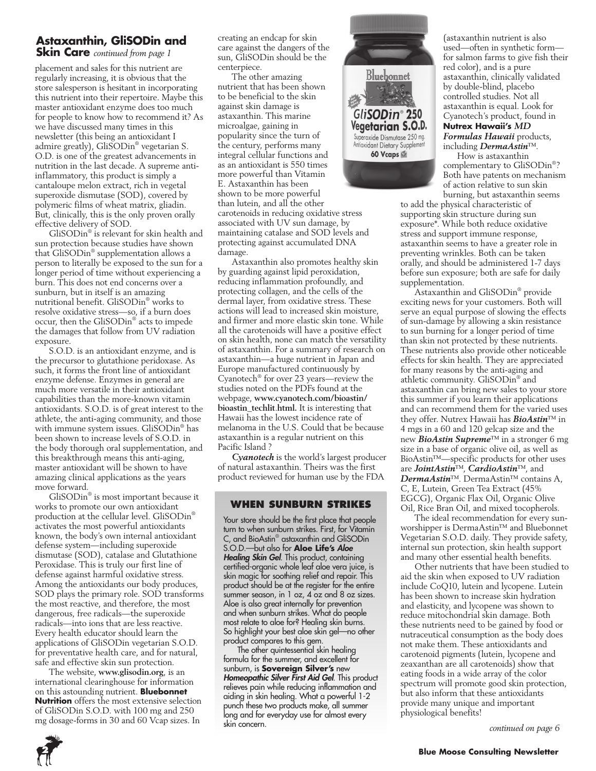## Astaxanthin, GliSODin and Skin Care *continued from page 1*

placement and sales for this nutrient are regularly increasing, it is obvious that the store salesperson is hesitant in incorporating this nutrient into their repertoire. Maybe this master antioxidant enzyme does too much for people to know how to recommend it? As we have discussed many times in this newsletter (this being an antioxidant I admire greatly), GliSODin® vegetarian S. O.D. is one of the greatest advancements in nutrition in the last decade. A supreme anti-inflammatory, this product is simply a cantaloupe melon extract, rich in vegetal superoxide dismutase (SOD), covered by polymeric films of wheat matrix, gliadin. But, clinically, this is the only proven orally effective delivery of SOD.

GliSODin® is relevant for skin health and sun protection because studies have shown that GliSODin® supplementation allows a person to literally be exposed to the sun for a longer period of time without experiencing a burn. This does not end concerns over a sunburn, but in itself is an amazing nutritional benefit. GliSODin® works to resolve oxidative stress—so, if a burn does occur, then the GliSODin® acts to impede the damages that follow from UV radiation exposure.

S.O.D. is an antioxidant enzyme, and is the precursor to glutathione peridoxase. As such, it forms the front line of antioxidant enzyme defense. Enzymes in general are much more versatile in their antioxidant capabilities than the more-known vitamin antioxidants. S.O.D. is of great interest to the athlete, the anti-aging community, and those with immune system issues. GliSODin® has been shown to increase levels of S.O.D. in the body thorough oral supplementation, and this breakthrough means this anti-aging, master antioxidant will be shown to have amazing clinical applications as the years move forward.

GliSODin® is most important because it works to promote our own antioxidant production at the cellular level. GliSODin® activates the most powerful antioxidants known, the body's own internal antioxidant defense system—including superoxide dismutase (SOD), catalase and Glutathione Peroxidase. This is truly our first line of defense against harmful oxidative stress. Among the antioxidants our body produces, SOD plays the primary role. SOD transforms the most reactive, and therefore, the most dangerous, free radicals—the superoxide radicals—into ions that are less reactive. Every health educator should learn the applications of GliSODin vegetarian S.O.D. for preventative health care, and for natural, safe and effective skin sun protection.

The website, **www.glisodin.org**, is an international clearinghouse for information on this astounding nutrient. **Bluebonnet Nutrition** offers the most extensive selection of GliSODin S.O.D. with 100 mg and 250 mg dosage-forms in 30 and 60 Vcap sizes. In creating an endcap for skin care against the dangers of the sun, GliSODin should be the centerpiece.

The other amazing nutrient that has been shown to be beneficial to the skin against skin damage is astaxanthin. This marine microalgae, gaining in popularity since the turn of the century, performs many integral cellular functions and as an antioxidant is 550 times more powerful than Vitamin E. Astaxanthin has been shown to be more powerful than lutein, and all the other carotenoids in reducing oxidative stress associated with UV sun damage, by maintaining catalase and SOD levels and protecting against accumulated DNA damage.

Astaxanthin also promotes healthy skin by guarding against lipid peroxidation, reducing inflammation profoundly, and protecting collagen, and the cells of the dermal layer, from oxidative stress. These actions will lead to increased skin moisture, and firmer and more elastic skin tone. While all the carotenoids will have a positive effect on skin health, none can match the versatility of astaxanthin. For a summary of research on astaxanthin—a huge nutrient in Japan and Europe manufactured continuously by Cyanotech® for over 23 years—review the studies noted on the PDFs found at the webpage, **www.cyanotech.com/bioastin/bioastin_techlit.html.** It is interesting that Hawaii has the lowest incidence rate of melanoma in the U.S. Could that be because astaxanthin is a regular nutrient on this Pacific Island ?

***Cyanotech*** is the world's largest producer of natural astaxanthin. Theirs was the first product reviewed for human use by the FDA (astaxanthin nutrient is also used—often in synthetic form—for salmon farms to give fish their red color), and is a pure astaxanthin, clinically validated by double-blind, placebo controlled studies. Not all astaxanthin is equal. Look for Cyanotech's product, found in **Nutrex Hawaii's *MD Formulas Hawaii*** products, including ***DermaAstin***™.

How is astaxanthin complementary to GliSODin®? Both have patents on mechanism of action relative to sun skin burning, but astaxanthin seems to add the physical characteristic of supporting skin structure during sun exposure*. While both reduce oxidative stress and support immune response, astaxanthin seems to have a greater role in preventing wrinkles. Both can be taken orally, and should be administered 1-7 days before sun exposure; both are safe for daily supplementation.

Astaxanthin and GliSODin® provide exciting news for your customers. Both will serve an equal purpose of slowing the effects of sun-damage by allowing a skin resistance to sun burning for a longer period of time than skin not protected by these nutrients. These nutrients also provide other noticeable effects for skin health. They are appreciated for many reasons by the anti-aging and athletic community. GliSODin® and astaxanthin can bring new sales to your store this summer if you learn their applications and can recommend them for the varied uses they offer. Nutrex Hawaii has ***BioAstin***™ in 4 mgs in a 60 and 120 gelcap size and the new ***BioAstin Supreme***™ in a stronger 6 mg size in a base of organic olive oil, as well as BioAstin™—specific products for other uses are ***JointAstin***™, ***CardioAstin***™, and ***DermaAstin***™. DermaAstin™ contains A, C, E, Lutein, Green Tea Extract (45% EGCG), Organic Flax Oil, Organic Olive Oil, Rice Bran Oil, and mixed tocopherols.

The ideal recommendation for every sun-worshipper is DermaAstin™ and Bluebonnet Vegetarian S.O.D. daily. They provide safety, internal sun protection, skin health support and many other essential health benefits.

Other nutrients that have been studied to aid the skin when exposed to UV radiation include CoQ10, lutein and lycopene. Lutein has been shown to increase skin hydration and elasticity, and lycopene was shown to reduce mitochondrial skin damage. Both these nutrients need to be gained by food or nutraceutical consumption as the body does not make them. These antioxidants and carotenoid pigments (lutein, lycopene and zeaxanthan are all carotenoids) show that eating foods in a wide array of the color spectrum will promote good skin protection, but also inform that these antioxidants provide many unique and important physiological benefits!

*continued on page 6*

### WHEN SUNBURN STRIKES

Your store should be the first place that people turn to when sunburn strikes. First, for Vitamin C, and BioAstin® astaxanthin and GliSODin S.O.D.—but also for **Aloe Life's *Aloe Healing Skin Gel***. This product, containing certified-organic whole leaf aloe vera juice, is skin magic for soothing relief and repair. This product should be at the register for the entire summer season, in 1 oz, 4 oz and 8 oz sizes. Aloe is also great internally for prevention and when sunburn strikes. What do people most relate to aloe for? Healing skin burns. So highlight your best aloe skin gel—no other product compares to this gem.

The other quintessential skin healing formula for the summer, and excellent for sunburn, is **Sovereign Silver's** new ***Homeopathic Silver First Aid Gel***. This product relieves pain while reducing inflammation and aiding in skin healing. What a powerful 1-2 punch these two products make, all summer long and for everyday use for almost every skin concern.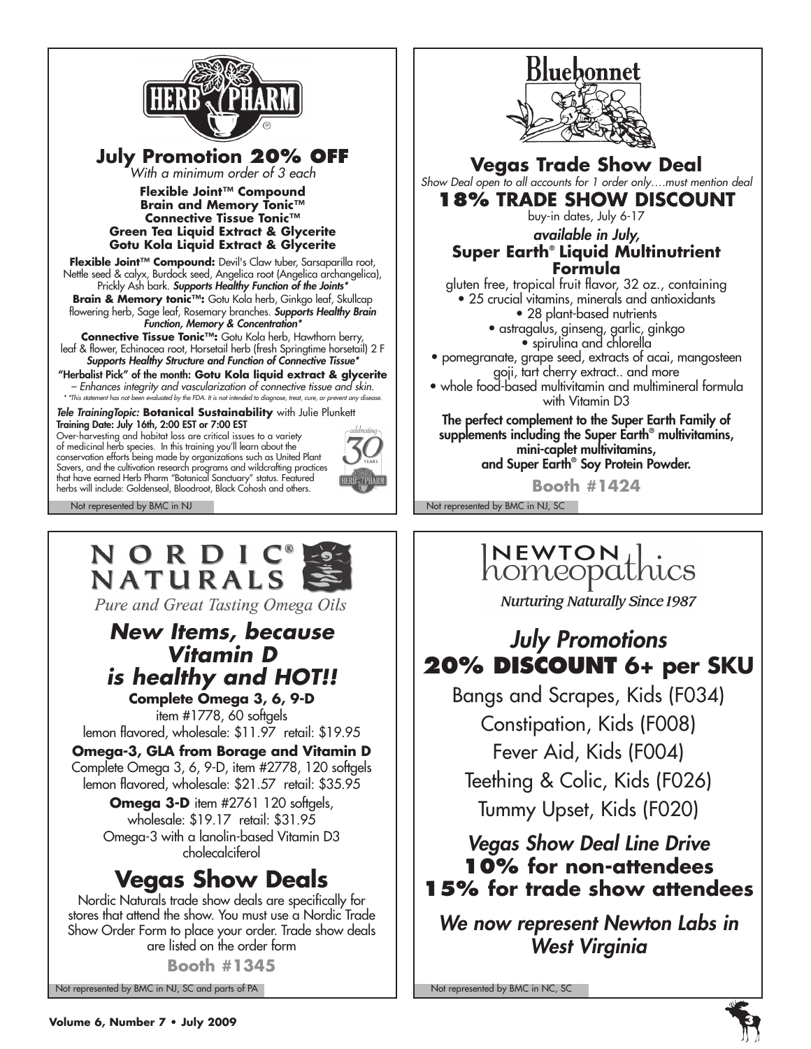## HERB PHARM

### July Promotion 20% OFF

*With a minimum order of 3 each*

**Flexible Joint™ Compound**
**Brain and Memory Tonic™**
**Connective Tissue Tonic™**
**Green Tea Liquid Extract & Glycerite**
**Gotu Kola Liquid Extract & Glycerite**

**Flexible Joint™ Compound:** Devil's Claw tuber, Sarsaparilla root, Nettle seed & calyx, Burdock seed, Angelica root (Angelica archangelica), Prickly Ash bark. ***Supports Healthy Function of the Joints****

**Brain & Memory tonic™:** Gotu Kola herb, Ginkgo leaf, Skullcap flowering herb, Sage leaf, Rosemary branches. ***Supports Healthy Brain Function, Memory & Concentration****

**Connective Tissue Tonic™:** Gotu Kola herb, Hawthorn berry, leaf & flower, Echinacea root, Horsetail herb (fresh Springtime horsetail) 2 F ***Supports Healthy Structure and Function of Connective Tissue****

**"Herbalist Pick" of the month: Gotu Kola liquid extract & glycerite** – *Enhances integrity and vascularization of connective tissue and skin.*

*\*This statement has not been evaluated by the FDA. It is not intended to diagnose, treat, cure, or prevent any disease.*

***Tele TrainingTopic:*** **Botanical Sustainability** with Julie Plunkett
**Training Date: July 16th, 2:00 EST or 7:00 EST**
Over-harvesting and habitat loss are critical issues to a variety of medicinal herb species. In this training you'll learn about the conservation efforts being made by organizations such as United Plant Savers, and the cultivation research programs and wildcrafting practices that have earned Herb Pharm "Botanical Sanctuary" status. Featured herbs will include: Goldenseal, Bloodroot, Black Cohosh and others.

celebrating 30 YEARS

Not represented by BMC in NJ

## Bluebonnet

### Vegas Trade Show Deal

*Show Deal open to all accounts for 1 order only….must mention deal*

**18% TRADE SHOW DISCOUNT**

buy-in dates, July 6-17

***available in July,***
**Super Earth® Liquid Multinutrient Formula**

gluten free, tropical fruit flavor, 32 oz., containing

- 25 crucial vitamins, minerals and antioxidants
- 28 plant-based nutrients
- astragalus, ginseng, garlic, ginkgo
- spirulina and chlorella
- pomegranate, grape seed, extracts of acai, mangosteen goji, tart cherry extract.. and more
- whole food-based multivitamin and multimineral formula with Vitamin D3

**The perfect complement to the Super Earth Family of supplements including the Super Earth® multivitamins, mini-caplet multivitamins, and Super Earth® Soy Protein Powder.**

**Booth #1424**

Not represented by BMC in NJ, SC

## NORDIC® NATURALS

*Pure and Great Tasting Omega Oils*

### *New Items, because Vitamin D is healthy and HOT!!*

**Complete Omega 3, 6, 9-D**
item #1778, 60 softgels
lemon flavored, wholesale: $11.97 retail: $19.95

**Omega-3, GLA from Borage and Vitamin D**
Complete Omega 3, 6, 9-D, item #2778, 120 softgels
lemon flavored, wholesale: $21.57 retail: $35.95

**Omega 3-D** item #2761 120 softgels,
wholesale: $19.17 retail: $31.95
Omega-3 with a lanolin-based Vitamin D3 cholecalciferol

### Vegas Show Deals

Nordic Naturals trade show deals are specifically for stores that attend the show. You must use a Nordic Trade Show Order Form to place your order. Trade show deals are listed on the order form

**Booth #1345**

Not represented by BMC in NJ, SC and parts of PA

## NEWTON homeopathics

*Nurturing Naturally Since 1987*

### *July Promotions*
### 20% DISCOUNT 6+ per SKU

Bangs and Scrapes, Kids (F034)
Constipation, Kids (F008)
Fever Aid, Kids (F004)
Teething & Colic, Kids (F026)
Tummy Upset, Kids (F020)

***Vegas Show Deal Line Drive***
**10% for non-attendees**
**15% for trade show attendees**

***We now represent Newton Labs in West Virginia***

Not represented by BMC in NC, SC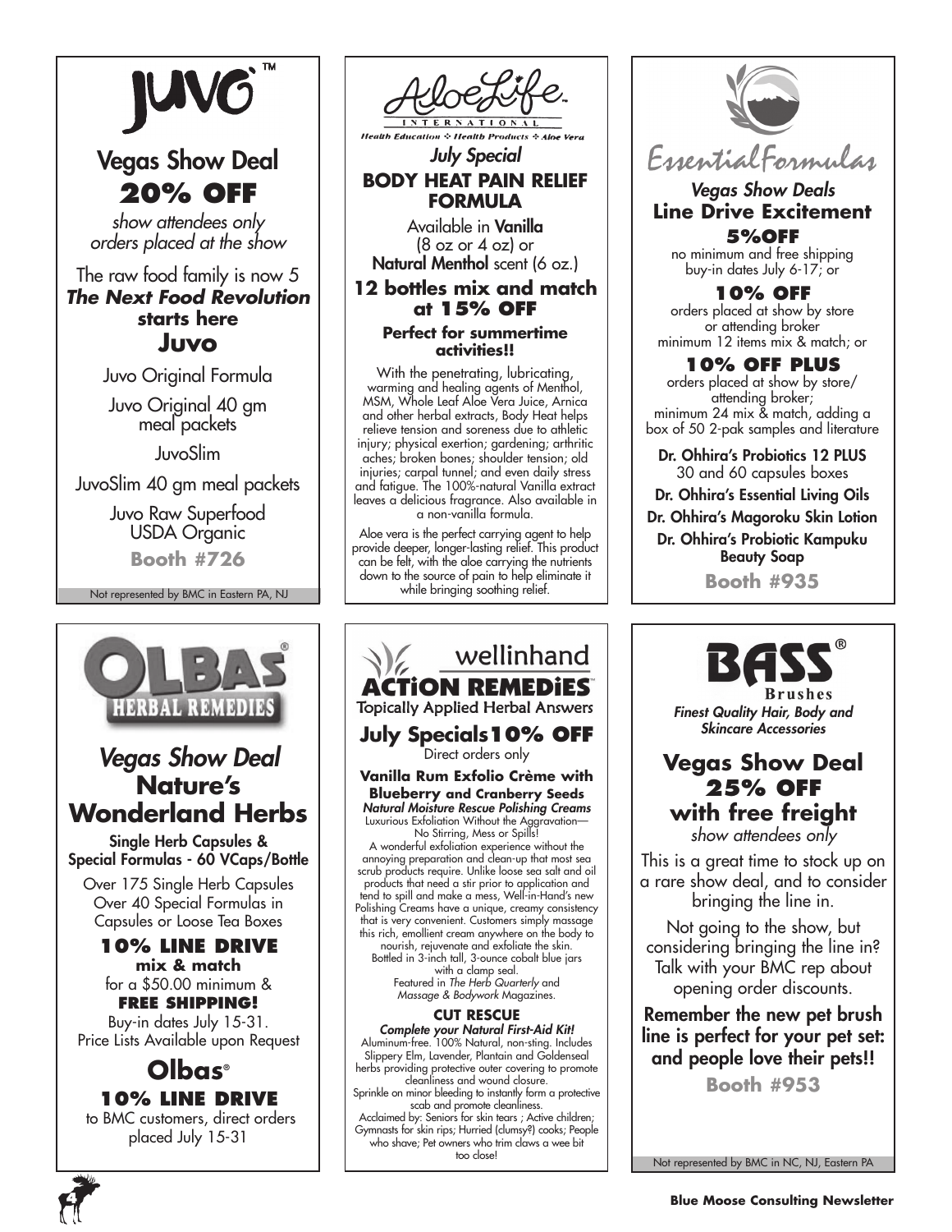# JUVO™

## Vegas Show Deal
## 20% OFF

*show attendees only*
*orders placed at the show*

The raw food family is now 5

***The Next Food Revolution***
**starts here**

## Juvo

Juvo Original Formula

Juvo Original 40 gm meal packets

JuvoSlim

JuvoSlim 40 gm meal packets

Juvo Raw Superfood
USDA Organic

**Booth #726**

Not represented by BMC in Eastern PA, NJ

---

# AloeLife™ INTERNATIONAL

*Health Education ❖ Health Products ❖ Aloe Vera*

*July Special*

## BODY HEAT PAIN RELIEF FORMULA

Available in **Vanilla** (8 oz or 4 oz) or **Natural Menthol** scent (6 oz.)

### 12 bottles mix and match at 15% OFF

**Perfect for summertime activities!!**

With the penetrating, lubricating, warming and healing agents of Menthol, MSM, Whole Leaf Aloe Vera Juice, Arnica and other herbal extracts, Body Heat helps relieve tension and soreness due to athletic injury; physical exertion; gardening; arthritic aches; broken bones; shoulder tension; old injuries; carpal tunnel; and even daily stress and fatigue. The 100%-natural Vanilla extract leaves a delicious fragrance. Also available in a non-vanilla formula.

Aloe vera is the perfect carrying agent to help provide deeper, longer-lasting relief. This product can be felt, with the aloe carrying the nutrients down to the source of pain to help eliminate it while bringing soothing relief.

---

# Essential Formulas

*Vegas Show Deals*

## Line Drive Excitement

**5%OFF**
no minimum and free shipping
buy-in dates July 6-17; or

**10% OFF**
orders placed at show by store or attending broker
minimum 12 items mix & match; or

**10% OFF PLUS**
orders placed at show by store/ attending broker;
minimum 24 mix & match, adding a box of 50 2-pak samples and literature

**Dr. Ohhira's Probiotics 12 PLUS**
30 and 60 capsules boxes

**Dr. Ohhira's Essential Living Oils**

**Dr. Ohhira's Magoroku Skin Lotion**

**Dr. Ohhira's Probiotic Kampuku Beauty Soap**

**Booth #935**

---

# OLBAS® HERBAL REMEDIES

## *Vegas Show Deal*
## Nature's Wonderland Herbs

**Single Herb Capsules & Special Formulas - 60 VCaps/Bottle**

Over 175 Single Herb Capsules
Over 40 Special Formulas in Capsules or Loose Tea Boxes

**10% LINE DRIVE**
**mix & match**
for a $50.00 minimum &
**FREE SHIPPING!**
Buy-in dates July 15-31.
Price Lists Available upon Request

## Olbas®

**10% LINE DRIVE**
to BMC customers, direct orders placed July 15-31

---

# wellinhand ACTiON REMEDiES™

Topically Applied Herbal Answers

## July Specials 10% OFF

Direct orders only

**Vanilla Rum Exfolio Crème with Blueberry and Cranberry Seeds**
***Natural Moisture Rescue Polishing Creams***
Luxurious Exfoliation Without the Aggravation—No Stirring, Mess or Spills!

A wonderful exfoliation experience without the annoying preparation and clean-up that most sea scrub products require. Unlike loose sea salt and oil products that need a stir prior to application and tend to spill and make a mess, Well-in-Hand's new Polishing Creams have a unique, creamy consistency that is very convenient. Customers simply massage this rich, emollient cream anywhere on the body to nourish, rejuvenate and exfoliate the skin. Bottled in 3-inch tall, 3-ounce cobalt blue jars with a clamp seal.
Featured in *The Herb Quarterly* and *Massage & Bodywork* Magazines.

**CUT RESCUE**
***Complete your Natural First-Aid Kit!***
Aluminum-free. 100% Natural, non-sting. Includes Slippery Elm, Lavender, Plantain and Goldenseal herbs providing protective outer covering to promote cleanliness and wound closure.
Sprinkle on minor bleeding to instantly form a protective scab and promote cleanliness.
Acclaimed by: Seniors for skin tears ; Active children; Gymnasts for skin rips; Hurried (clumsy?) cooks; People who shave; Pet owners who trim claws a wee bit too close!

---

# BASS® Brushes

*Finest Quality Hair, Body and Skincare Accessories*

## Vegas Show Deal
## 25% OFF
## with free freight

*show attendees only*

This is a great time to stock up on a rare show deal, and to consider bringing the line in.

Not going to the show, but considering bringing the line in? Talk with your BMC rep about opening order discounts.

**Remember the new pet brush line is perfect for your pet set: and people love their pets!!**

**Booth #953**

Not represented by BMC in NC, NJ, Eastern PA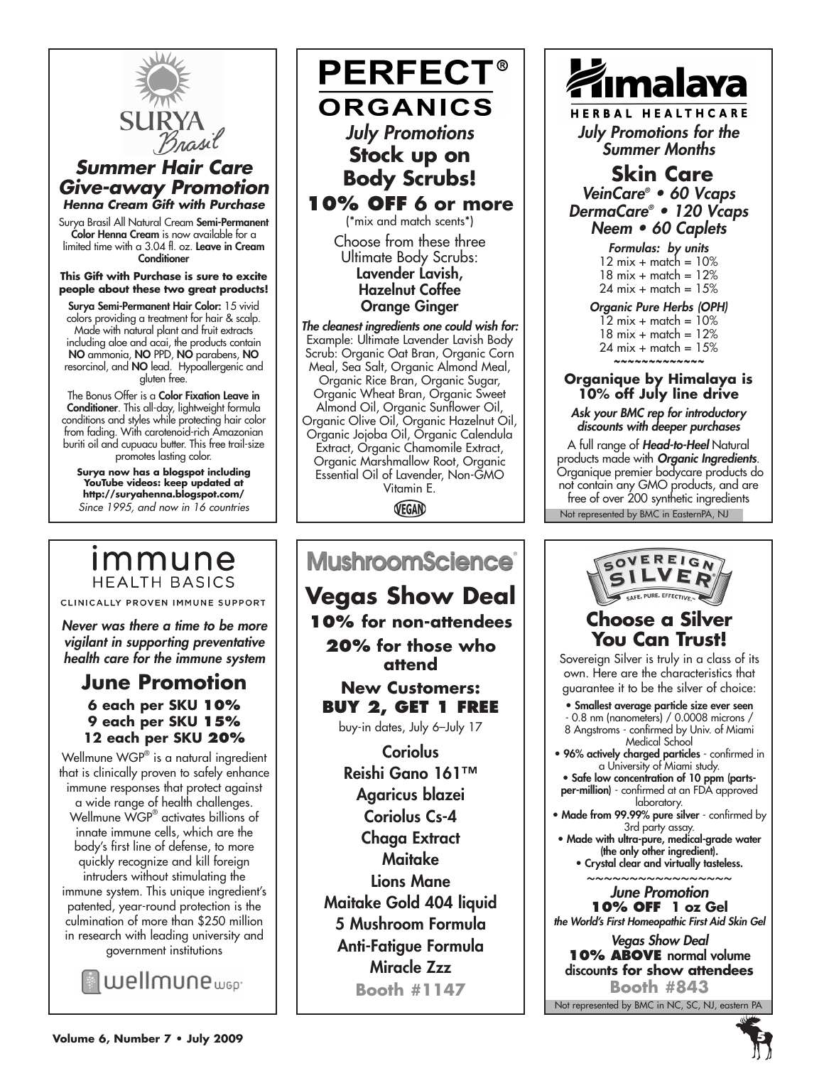## SURYA Brasil

### *Summer Hair Care Give-away Promotion*

***Henna Cream Gift with Purchase***

Surya Brasil All Natural Cream **Semi-Permanent Color Henna Cream** is now available for a limited time with a 3.04 fl. oz. **Leave in Cream Conditioner**

**This Gift with Purchase is sure to excite people about these two great products!**

**Surya Semi-Permanent Hair Color:** 15 vivid colors providing a treatment for hair & scalp. Made with natural plant and fruit extracts including aloe and acai, the products contain **NO** ammonia, **NO** PPD, **NO** parabens, **NO** resorcinol, and **NO** lead. Hypoallergenic and gluten free.

The Bonus Offer is a **Color Fixation Leave in Conditioner**. This all-day, lightweight formula conditions and styles while protecting hair color from fading. With carotenoid-rich Amazonian buriti oil and cupuacu butter. This free trail-size promotes lasting color.

**Surya now has a blogspot including YouTube videos: keep updated at http://suryahenna.blogspot.com/**

*Since 1995, and now in 16 countries*

## PERFECT® ORGANICS

*July Promotions*

### Stock up on Body Scrubs!

**10% OFF 6 or more**
(*mix and match scents*)

Choose from these three Ultimate Body Scrubs:
**Lavender Lavish,**
**Hazelnut Coffee**
**Orange Ginger**

***The cleanest ingredients one could wish for:*** Example: Ultimate Lavender Lavish Body Scrub: Organic Oat Bran, Organic Corn Meal, Sea Salt, Organic Almond Meal, Organic Rice Bran, Organic Sugar, Organic Wheat Bran, Organic Sweet Almond Oil, Organic Sunflower Oil, Organic Olive Oil, Organic Hazelnut Oil, Organic Jojoba Oil, Organic Calendula Extract, Organic Chamomile Extract, Organic Marshmallow Root, Organic Essential Oil of Lavender, Non-GMO Vitamin E.

VEGAN

## Himalaya HERBAL HEALTHCARE

*July Promotions for the Summer Months*

### Skin Care

*VeinCare® • 60 Vcaps*
*DermaCare® • 120 Vcaps*
*Neem • 60 Caplets*

*Formulas: by units*
12 mix + match = 10%
18 mix + match = 12%
24 mix + match = 15%

*Organic Pure Herbs (OPH)*
12 mix + match = 10%
18 mix + match = 12%
24 mix + match = 15%

~~~~~~~~~~~~~

**Organique by Himalaya is 10% off July line drive**

*Ask your BMC rep for introductory discounts with deeper purchases*

A full range of ***Head-to-Heel*** Natural products made with ***Organic Ingredients***. Organique premier bodycare products do not contain any GMO products, and are free of over 200 synthetic ingredients

Not represented by BMC in EasternPA, NJ

## immune HEALTH BASICS

CLINICALLY PROVEN IMMUNE SUPPORT

*Never was there a time to be more vigilant in supporting preventative health care for the immune system*

### June Promotion

**6 each per SKU 10%**
**9 each per SKU 15%**
**12 each per SKU 20%**

Wellmune WGP® is a natural ingredient that is clinically proven to safely enhance immune responses that protect against a wide range of health challenges. Wellmune WGP® activates billions of innate immune cells, which are the body's first line of defense, to more quickly recognize and kill foreign intruders without stimulating the immune system. This unique ingredient's patented, year-round protection is the culmination of more than $250 million in research with leading university and government institutions

wellmune WGP®

## MushroomScience®

### Vegas Show Deal

**10% for non-attendees**

**20% for those who attend**

**New Customers: BUY 2, GET 1 FREE**

buy-in dates, July 6–July 17

Coriolus
Reishi Gano 161™
Agaricus blazei
Coriolus Cs-4
Chaga Extract
Maitake
Lions Mane
Maitake Gold 404 liquid
5 Mushroom Formula
Anti-Fatigue Formula
Miracle Zzz

**Booth #1147**

## SOVEREIGN SILVER

SAFE. PURE. EFFECTIVE.™

### Choose a Silver You Can Trust!

Sovereign Silver is truly in a class of its own. Here are the characteristics that guarantee it to be the silver of choice:

- **Smallest average particle size ever seen** - 0.8 nm (nanometers) / 0.0008 microns / 8 Angstroms - confirmed by Univ. of Miami Medical School
- **96% actively charged particles** - confirmed in a University of Miami study.
- **Safe low concentration of 10 ppm (parts-per-million)** - confirmed at an FDA approved laboratory.
- **Made from 99.99% pure silver** - confirmed by 3rd party assay.
- **Made with ultra-pure, medical-grade water (the only other ingredient).**
- **Crystal clear and virtually tasteless.**

~~~~~~~~~~~~~~~~~

***June Promotion***
**10% OFF 1 oz Gel**
*the World's First Homeopathic First Aid Skin Gel*

***Vegas Show Deal***
**10% ABOVE normal volume discounts for show attendees**

**Booth #843**

Not represented by BMC in NC, SC, NJ, eastern PA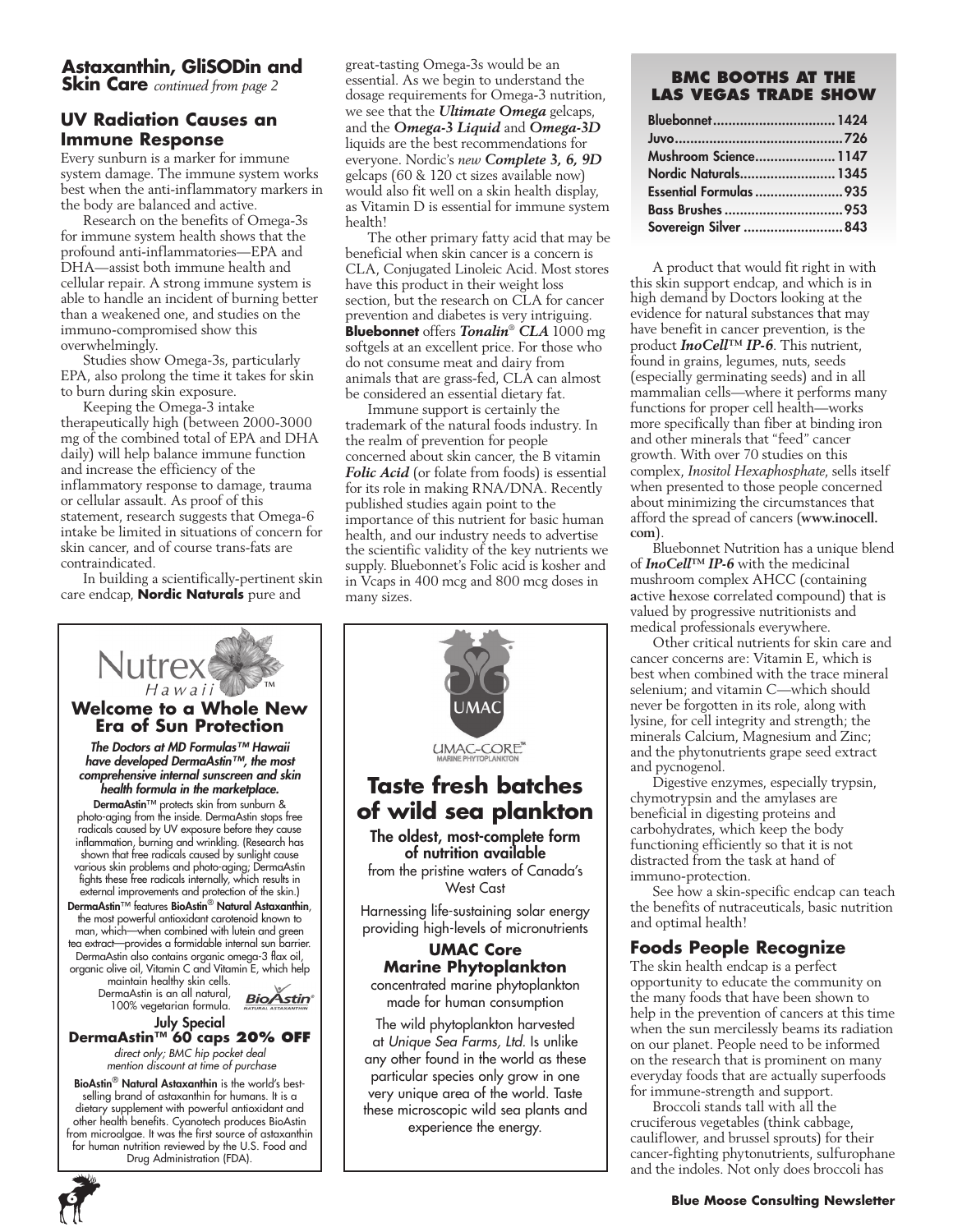## Astaxanthin, GliSODin and Skin Care *continued from page 2*

### UV Radiation Causes an Immune Response

Every sunburn is a marker for immune system damage. The immune system works best when the anti-inflammatory markers in the body are balanced and active.

Research on the benefits of Omega-3s for immune system health shows that the profound anti-inflammatories—EPA and DHA—assist both immune health and cellular repair. A strong immune system is able to handle an incident of burning better than a weakened one, and studies on the immuno-compromised show this overwhelmingly.

Studies show Omega-3s, particularly EPA, also prolong the time it takes for skin to burn during skin exposure.

Keeping the Omega-3 intake therapeutically high (between 2000-3000 mg of the combined total of EPA and DHA daily) will help balance immune function and increase the efficiency of the inflammatory response to damage, trauma or cellular assault. As proof of this statement, research suggests that Omega-6 intake be limited in situations of concern for skin cancer, and of course trans-fats are contraindicated.

In building a scientifically-pertinent skin care endcap, **Nordic Naturals** pure and great-tasting Omega-3s would be an essential. As we begin to understand the dosage requirements for Omega-3 nutrition, we see that the ***Ultimate Omega*** gelcaps, and the ***Omega-3 Liquid*** and ***Omega-3D*** liquids are the best recommendations for everyone. Nordic's *new* ***Complete 3, 6, 9D*** gelcaps (60 & 120 ct sizes available now) would also fit well on a skin health display, as Vitamin D is essential for immune system health!

The other primary fatty acid that may be beneficial when skin cancer is a concern is CLA, Conjugated Linoleic Acid. Most stores have this product in their weight loss section, but the research on CLA for cancer prevention and diabetes is very intriguing. **Bluebonnet** offers ***Tonalin® CLA*** 1000 mg softgels at an excellent price. For those who do not consume meat and dairy from animals that are grass-fed, CLA can almost be considered an essential dietary fat.

Immune support is certainly the trademark of the natural foods industry. In the realm of prevention for people concerned about skin cancer, the B vitamin ***Folic Acid*** (or folate from foods) is essential for its role in making RNA/DNA. Recently published studies again point to the importance of this nutrient for basic human health, and our industry needs to advertise the scientific validity of the key nutrients we supply. Bluebonnet's Folic acid is kosher and in Vcaps in 400 mcg and 800 mcg doses in many sizes.

### BMC Booths at the Las Vegas Trade Show

| | |
|---|---|
| Bluebonnet | 1424 |
| Juvo | 726 |
| Mushroom Science | 1147 |
| Nordic Naturals | 1345 |
| Essential Formulas | 935 |
| Bass Brushes | 953 |
| Sovereign Silver | 843 |

A product that would fit right in with this skin support endcap, and which is in high demand by Doctors looking at the evidence for natural substances that may have benefit in cancer prevention, is the product ***InoCell™ IP-6***. This nutrient, found in grains, legumes, nuts, seeds (especially germinating seeds) and in all mammalian cells—where it performs many functions for proper cell health—works more specifically than fiber at binding iron and other minerals that "feed" cancer growth. With over 70 studies on this complex, *Inositol Hexaphosphate,* sells itself when presented to those people concerned about minimizing the circumstances that afford the spread of cancers (**www.inocell.com**).

Bluebonnet Nutrition has a unique blend of ***InoCell™ IP-6*** with the medicinal mushroom complex AHCC (containing **a**ctive **h**exose **c**orrelated **c**ompound) that is valued by progressive nutritionists and medical professionals everywhere.

Other critical nutrients for skin care and cancer concerns are: Vitamin E, which is best when combined with the trace mineral selenium; and vitamin C—which should never be forgotten in its role, along with lysine, for cell integrity and strength; the minerals Calcium, Magnesium and Zinc; and the phytonutrients grape seed extract and pycnogenol.

Digestive enzymes, especially trypsin, chymotrypsin and the amylases are beneficial in digesting proteins and carbohydrates, which keep the body functioning efficiently so that it is not distracted from the task at hand of immuno-protection.

See how a skin-specific endcap can teach the benefits of nutraceuticals, basic nutrition and optimal health!

### Foods People Recognize

The skin health endcap is a perfect opportunity to educate the community on the many foods that have been shown to help in the prevention of cancers at this time when the sun mercilessly beams its radiation on our planet. People need to be informed on the research that is prominent on many everyday foods that are actually superfoods for immune-strength and support.

Broccoli stands tall with all the cruciferous vegetables (think cabbage, cauliflower, and brussel sprouts) for their cancer-fighting phytonutrients, sulfurophane and the indoles. Not only does broccoli has

---

Nutrex Hawaii™

**Welcome to a Whole New Era of Sun Protection**

***The Doctors at MD Formulas™ Hawaii have developed DermaAstin™, the most comprehensive internal sunscreen and skin health formula in the marketplace.***

**DermaAstin**™ protects skin from sunburn & photo-aging from the inside. DermaAstin stops free radicals caused by UV exposure before they cause inflammation, burning and wrinkling. (Research has shown that free radicals caused by sunlight cause various skin problems and photo-aging; DermaAstin fights these free radicals internally, which results in external improvements and protection of the skin.)

**DermaAstin**™ features **BioAstin® Natural Astaxanthin**, the most powerful antioxidant carotenoid known to man, which—when combined with lutein and green tea extract—provides a formidable internal sun barrier. DermaAstin also contains organic omega-3 flax oil, organic olive oil, Vitamin C and Vitamin E, which help maintain healthy skin cells.

DermaAstin is an all natural, 100% vegetarian formula.

BioAstin® Natural Astaxanthin

**July Special**
**DermaAstin™ 60 caps 20% OFF**

*direct only; BMC hip pocket deal mention discount at time of purchase*

**BioAstin® Natural Astaxanthin** is the world's best-selling brand of astaxanthin for humans. It is a dietary supplement with powerful antioxidant and other health benefits. Cyanotech produces BioAstin from microalgae. It was the first source of astaxanthin for human nutrition reviewed by the U.S. Food and Drug Administration (FDA).

---

UMAC

UMAC-CORE™ MARINE PHYTOPLANKTON

**Taste fresh batches of wild sea plankton**

**The oldest, most-complete form of nutrition available**

from the pristine waters of Canada's West Cast

Harnessing life-sustaining solar energy providing high-levels of micronutrients

**UMAC Core Marine Phytoplankton**

concentrated marine phytoplankton made for human consumption

The wild phytoplankton harvested at *Unique Sea Farms, Ltd.* Is unlike any other found in the world as these particular species only grow in one very unique area of the world. Taste these microscopic wild sea plants and experience the energy.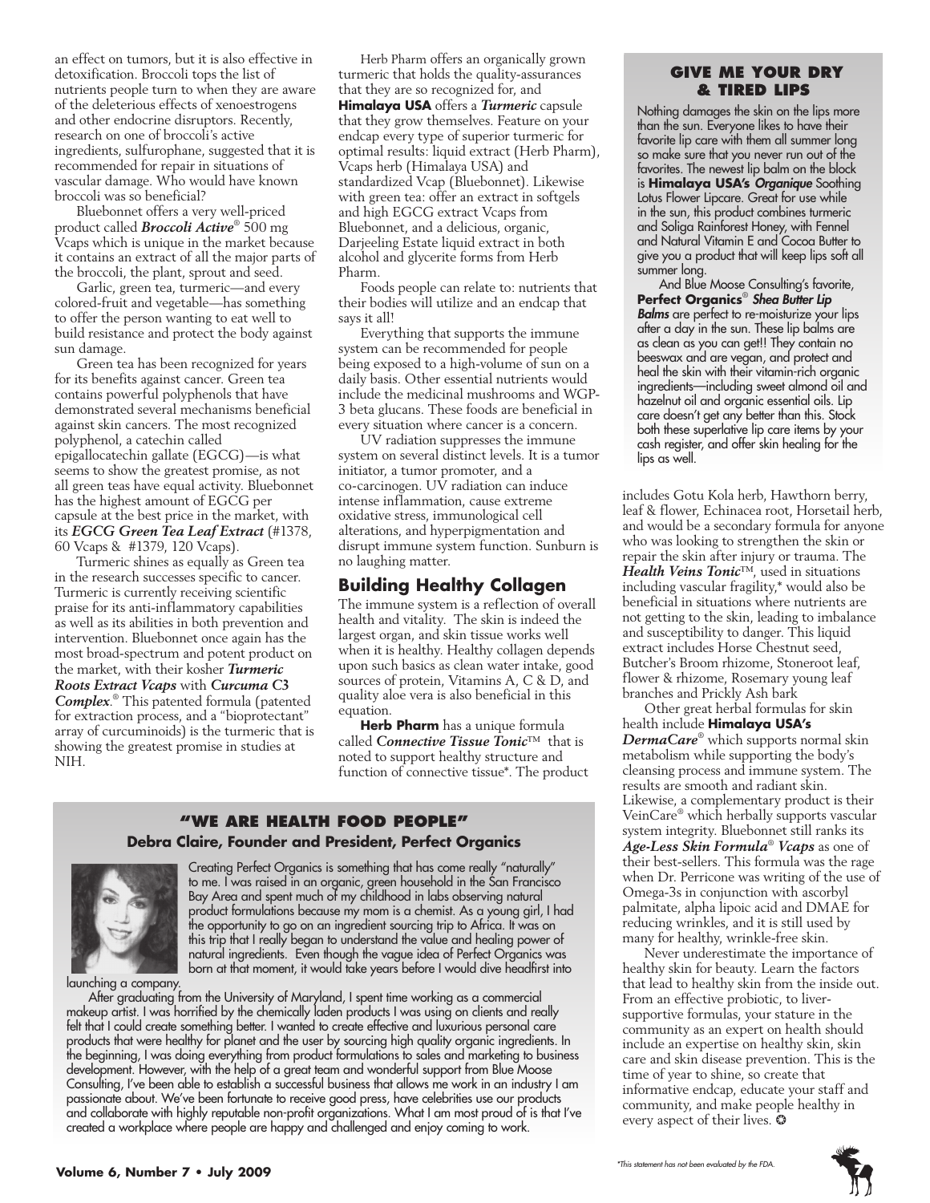an effect on tumors, but it is also effective in detoxification. Broccoli tops the list of nutrients people turn to when they are aware of the deleterious effects of xenoestrogens and other endocrine disruptors. Recently, research on one of broccoli's active ingredients, sulfurophane, suggested that it is recommended for repair in situations of vascular damage. Who would have known broccoli was so beneficial?

Bluebonnet offers a very well-priced product called ***Broccoli Active***® 500 mg Vcaps which is unique in the market because it contains an extract of all the major parts of the broccoli, the plant, sprout and seed.

Garlic, green tea, turmeric—and every colored-fruit and vegetable—has something to offer the person wanting to eat well to build resistance and protect the body against sun damage.

Green tea has been recognized for years for its benefits against cancer. Green tea contains powerful polyphenols that have demonstrated several mechanisms beneficial against skin cancers. The most recognized polyphenol, a catechin called epigallocatechin gallate (EGCG)—is what seems to show the greatest promise, as not all green teas have equal activity. Bluebonnet has the highest amount of EGCG per capsule at the best price in the market, with its ***EGCG Green Tea Leaf Extract*** (#1378, 60 Vcaps & #1379, 120 Vcaps).

Turmeric shines as equally as Green tea in the research successes specific to cancer. Turmeric is currently receiving scientific praise for its anti-inflammatory capabilities as well as its abilities in both prevention and intervention. Bluebonnet once again has the most broad-spectrum and potent product on the market, with their kosher ***Turmeric Roots Extract Vcaps*** with ***Curcuma C3 Complex***.® This patented formula (patented for extraction process, and a "bioprotectant" array of curcuminoids) is the turmeric that is showing the greatest promise in studies at NIH.

Herb Pharm offers an organically grown turmeric that holds the quality-assurances that they are so recognized for, and **Himalaya USA** offers a ***Turmeric*** capsule that they grow themselves. Feature on your endcap every type of superior turmeric for optimal results: liquid extract (Herb Pharm), Vcaps herb (Himalaya USA) and standardized Vcap (Bluebonnet). Likewise with green tea: offer an extract in softgels and high EGCG extract Vcaps from Bluebonnet, and a delicious, organic, Darjeeling Estate liquid extract in both alcohol and glycerite forms from Herb Pharm.

Foods people can relate to: nutrients that their bodies will utilize and an endcap that says it all!

Everything that supports the immune system can be recommended for people being exposed to a high-volume of sun on a daily basis. Other essential nutrients would include the medicinal mushrooms and WGP-3 beta glucans. These foods are beneficial in every situation where cancer is a concern.

UV radiation suppresses the immune system on several distinct levels. It is a tumor initiator, a tumor promoter, and a co-carcinogen. UV radiation can induce intense inflammation, cause extreme oxidative stress, immunological cell alterations, and hyperpigmentation and disrupt immune system function. Sunburn is no laughing matter.

## Building Healthy Collagen

The immune system is a reflection of overall health and vitality. The skin is indeed the largest organ, and skin tissue works well when it is healthy. Healthy collagen depends upon such basics as clean water intake, good sources of protein, Vitamins A, C & D, and quality aloe vera is also beneficial in this equation.

**Herb Pharm** has a unique formula called ***Connective Tissue Tonic***™ that is noted to support healthy structure and function of connective tissue*. The product includes Gotu Kola herb, Hawthorn berry, leaf & flower, Echinacea root, Horsetail herb, and would be a secondary formula for anyone who was looking to strengthen the skin or repair the skin after injury or trauma. The ***Health Veins Tonic***™, used in situations including vascular fragility,* would also be beneficial in situations where nutrients are not getting to the skin, leading to imbalance and susceptibility to danger. This liquid extract includes Horse Chestnut seed, Butcher's Broom rhizome, Stoneroot leaf, flower & rhizome, Rosemary young leaf branches and Prickly Ash bark

Other great herbal formulas for skin health include **Himalaya USA's** ***DermaCare***® which supports normal skin metabolism while supporting the body's cleansing process and immune system. The results are smooth and radiant skin. Likewise, a complementary product is their VeinCare® which herbally supports vascular system integrity. Bluebonnet still ranks its ***Age-Less Skin Formula***® ***Vcaps*** as one of their best-sellers. This formula was the rage when Dr. Perricone was writing of the use of Omega-3s in conjunction with ascorbyl palmitate, alpha lipoic acid and DMAE for reducing wrinkles, and it is still used by many for healthy, wrinkle-free skin.

Never underestimate the importance of healthy skin for beauty. Learn the factors that lead to healthy skin from the inside out. From an effective probiotic, to liver-supportive formulas, your stature in the community as an expert on health should include an expertise on healthy skin, skin care and skin disease prevention. This is the time of year to shine, so create that informative endcap, educate your staff and community, and make people healthy in every aspect of their lives. ✪

### Give Me Your Dry & Tired Lips

Nothing damages the skin on the lips more than the sun. Everyone likes to have their favorite lip care with them all summer long so make sure that you never run out of the favorites. The newest lip balm on the block is **Himalaya USA's** ***Organique*** Soothing Lotus Flower Lipcare. Great for use while in the sun, this product combines turmeric and Soliga Rainforest Honey, with Fennel and Natural Vitamin E and Cocoa Butter to give you a product that will keep lips soft all summer long.

And Blue Moose Consulting's favorite, **Perfect Organics**® ***Shea Butter Lip Balms*** are perfect to re-moisturize your lips after a day in the sun. These lip balms are as clean as you can get!! They contain no beeswax and are vegan, and protect and heal the skin with their vitamin-rich organic ingredients—including sweet almond oil and hazelnut oil and organic essential oils. Lip care doesn't get any better than this. Stock both these superlative lip care items by your cash register, and offer skin healing for the lips as well.

### "We Are Health Food People"

**Debra Claire, Founder and President, Perfect Organics**

Creating Perfect Organics is something that has come really "naturally" to me. I was raised in an organic, green household in the San Francisco Bay Area and spent much of my childhood in labs observing natural product formulations because my mom is a chemist. As a young girl, I had the opportunity to go on an ingredient sourcing trip to Africa. It was on this trip that I really began to understand the value and healing power of natural ingredients. Even though the vague idea of Perfect Organics was born at that moment, it would take years before I would dive headfirst into launching a company.

After graduating from the University of Maryland, I spent time working as a commercial makeup artist. I was horrified by the chemically laden products I was using on clients and really felt that I could create something better. I wanted to create effective and luxurious personal care products that were healthy for planet and the user by sourcing high quality organic ingredients. In the beginning, I was doing everything from product formulations to sales and marketing to business development. However, with the help of a great team and wonderful support from Blue Moose Consulting, I've been able to establish a successful business that allows me work in an industry I am passionate about. We've been fortunate to receive good press, have celebrities use our products and collaborate with highly reputable non-profit organizations. What I am most proud of is that I've created a workplace where people are happy and challenged and enjoy coming to work.

*This statement has not been evaluated by the FDA.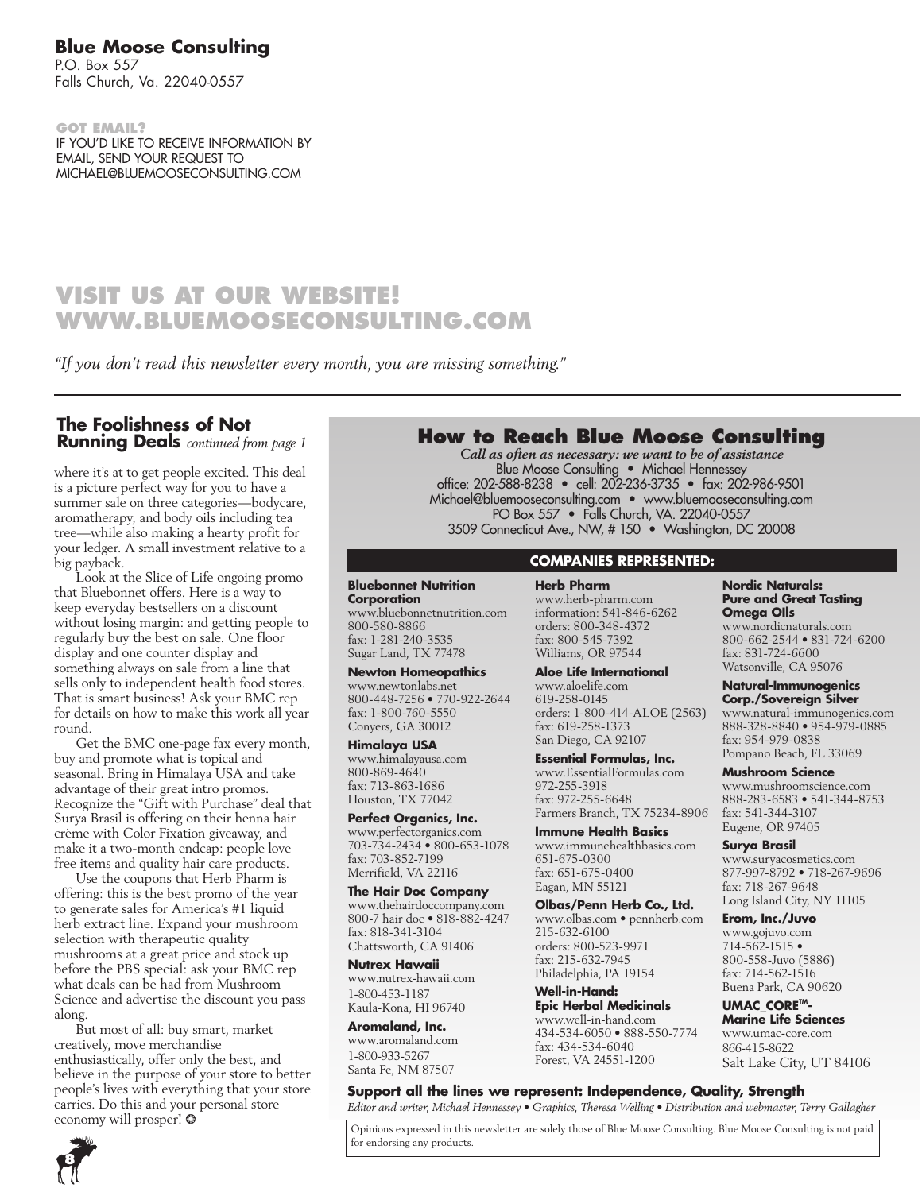**Blue Moose Consulting**
P.O. Box 557
Falls Church, Va. 22040-0557

**GOT EMAIL?**
IF YOU'D LIKE TO RECEIVE INFORMATION BY EMAIL, SEND YOUR REQUEST TO MICHAEL@BLUEMOOSECONSULTING.COM

## VISIT US AT OUR WEBSITE! WWW.BLUEMOOSECONSULTING.COM

*"If you don't read this newsletter every month, you are missing something."*

### The Foolishness of Not Running Deals *continued from page 1*

where it's at to get people excited. This deal is a picture perfect way for you to have a summer sale on three categories—bodycare, aromatherapy, and body oils including tea tree—while also making a hearty profit for your ledger. A small investment relative to a big payback.

Look at the Slice of Life ongoing promo that Bluebonnet offers. Here is a way to keep everyday bestsellers on a discount without losing margin: and getting people to regularly buy the best on sale. One floor display and one counter display and something always on sale from a line that sells only to independent health food stores. That is smart business! Ask your BMC rep for details on how to make this work all year round.

Get the BMC one-page fax every month, buy and promote what is topical and seasonal. Bring in Himalaya USA and take advantage of their great intro promos. Recognize the "Gift with Purchase" deal that Surya Brasil is offering on their henna hair crème with Color Fixation giveaway, and make it a two-month endcap: people love free items and quality hair care products.

Use the coupons that Herb Pharm is offering: this is the best promo of the year to generate sales for America's #1 liquid herb extract line. Expand your mushroom selection with therapeutic quality mushrooms at a great price and stock up before the PBS special: ask your BMC rep what deals can be had from Mushroom Science and advertise the discount you pass along.

But most of all: buy smart, market creatively, move merchandise enthusiastically, offer only the best, and believe in the purpose of your store to better people's lives with everything that your store carries. Do this and your personal store economy will prosper! ✪

## How to Reach Blue Moose Consulting

*Call as often as necessary: we want to be of assistance*
Blue Moose Consulting • Michael Hennessey
office: 202-588-8238 • cell: 202-236-3735 • fax: 202-986-9501
Michael@bluemooseconsulting.com • www.bluemooseconsulting.com
PO Box 557 • Falls Church, VA. 22040-0557
3509 Connecticut Ave., NW, # 150 • Washington, DC 20008

### COMPANIES REPRESENTED:

**Bluebonnet Nutrition Corporation**
www.bluebonnetnutrition.com
800-580-8866
fax: 1-281-240-3535
Sugar Land, TX 77478

**Newton Homeopathics**
www.newtonlabs.net
800-448-7256 • 770-922-2644
fax: 1-800-760-5550
Conyers, GA 30012

**Himalaya USA**
www.himalayausa.com
800-869-4640
fax: 713-863-1686
Houston, TX 77042

**Perfect Organics, Inc.**
www.perfectorganics.com
703-734-2434 • 800-653-1078
fax: 703-852-7199
Merrifield, VA 22116

**The Hair Doc Company**
www.thehairdoccompany.com
800-7 hair doc • 818-882-4247
fax: 818-341-3104
Chattsworth, CA 91406

**Nutrex Hawaii**
www.nutrex-hawaii.com
1-800-453-1187
Kaula-Kona, HI 96740

**Aromaland, Inc.**
www.aromaland.com
1-800-933-5267
Santa Fe, NM 87507

**Herb Pharm**
www.herb-pharm.com
information: 541-846-6262
orders: 800-348-4372
fax: 800-545-7392
Williams, OR 97544

**Aloe Life International**
www.aloelife.com
619-258-0145
orders: 1-800-414-ALOE (2563)
fax: 619-258-1373
San Diego, CA 92107

**Essential Formulas, Inc.**
www.EssentialFormulas.com
972-255-3918
fax: 972-255-6648
Farmers Branch, TX 75234-8906

**Immune Health Basics**
www.immunehealthbasics.com
651-675-0300
fax: 651-675-0400
Eagan, MN 55121

**Olbas/Penn Herb Co., Ltd.**
www.olbas.com • pennherb.com
215-632-6100
orders: 800-523-9971
fax: 215-632-7945
Philadelphia, PA 19154

**Well-in-Hand: Epic Herbal Medicinals**
www.well-in-hand.com
434-534-6050 • 888-550-7774
fax: 434-534-6040
Forest, VA 24551-1200

**Nordic Naturals: Pure and Great Tasting Omega Oils**
www.nordicnaturals.com
800-662-2544 • 831-724-6200
fax: 831-724-6600
Watsonville, CA 95076

**Natural-Immunogenics Corp./Sovereign Silver**
www.natural-immunogenics.com
888-328-8840 • 954-979-0885
fax: 954-979-0838
Pompano Beach, FL 33069

**Mushroom Science**
www.mushroomscience.com
888-283-6583 • 541-344-8753
fax: 541-344-3107
Eugene, OR 97405

**Surya Brasil**
www.suryacosmetics.com
877-997-8792 • 718-267-9696
fax: 718-267-9648
Long Island City, NY 11105

**Erom, Inc./Juvo**
www.gojuvo.com
714-562-1515 •
800-558-Juvo (5886)
fax: 714-562-1516
Buena Park, CA 90620

**UMAC_CORE™- Marine Life Sciences**
www.umac-core.com
866-415-8622
Salt Lake City, UT 84106

**Support all the lines we represent: Independence, Quality, Strength**
*Editor and writer, Michael Hennessey • Graphics, Theresa Welling • Distribution and webmaster, Terry Gallagher*

Opinions expressed in this newsletter are solely those of Blue Moose Consulting. Blue Moose Consulting is not paid for endorsing any products.